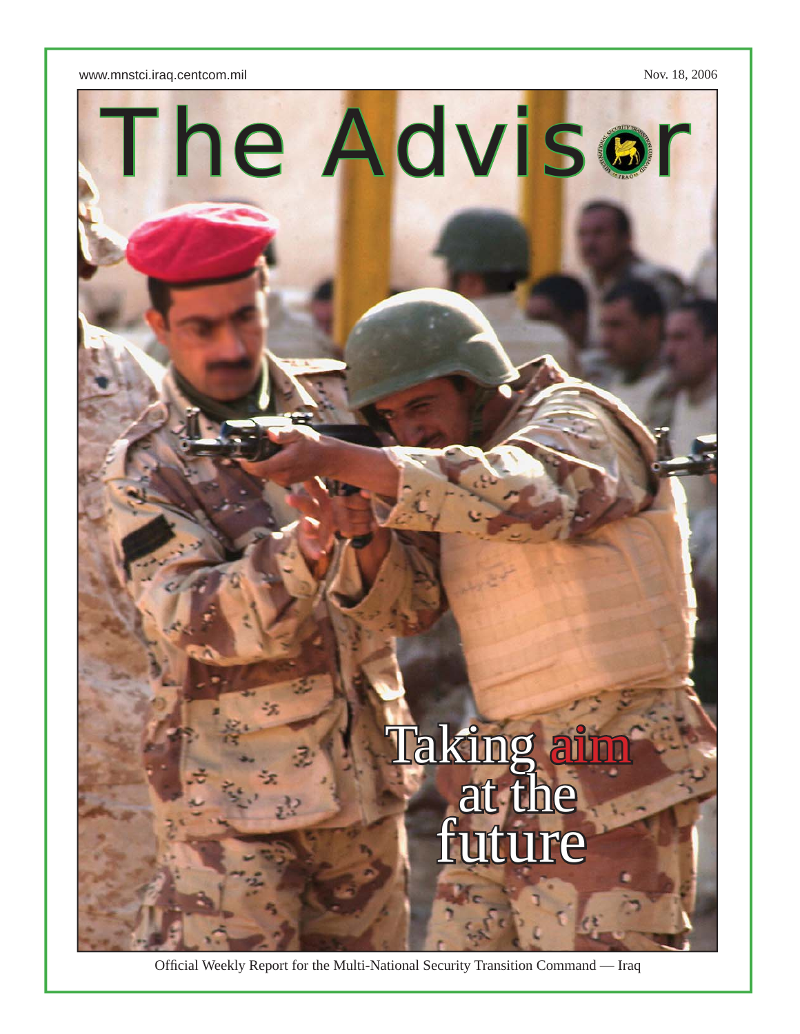www.mnstci.iraq.centcom.mil

Nov. 18, 2006

# The Advisor

## Taking aim at the future

Official Weekly Report for the Multi-National Security Transition Command — Iraq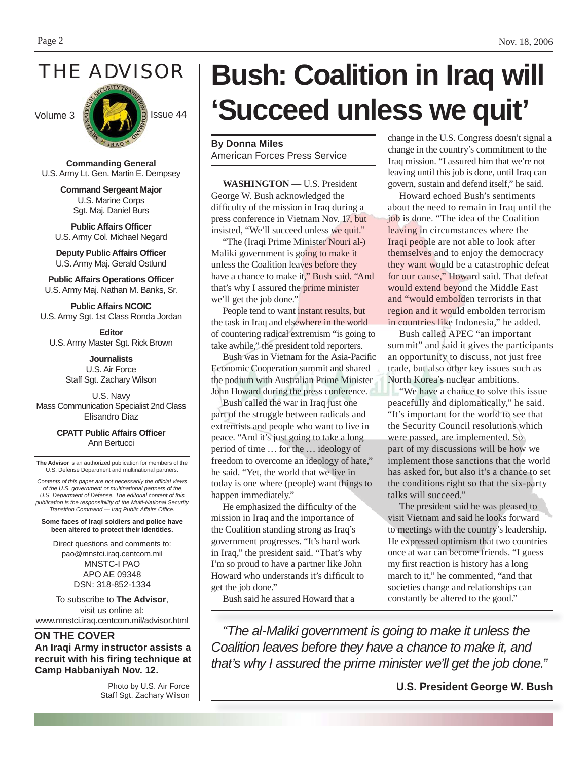# THE ADVISOR

Volume 3 Issue 44

**Commanding General**
U.S. Army Lt. Gen. Martin E. Dempsey

**Command Sergeant Major**
U.S. Marine Corps
Sgt. Maj. Daniel Burs

**Public Affairs Officer**
U.S. Army Col. Michael Negard

**Deputy Public Affairs Officer**
U.S. Army Maj. Gerald Ostlund

**Public Affairs Operations Officer**
U.S. Army Maj. Nathan M. Banks, Sr.

**Public Affairs NCOIC**
U.S. Army Sgt. 1st Class Ronda Jordan

**Editor**
U.S. Army Master Sgt. Rick Brown

**Journalists**
U.S. Air Force
Staff Sgt. Zachary Wilson

U.S. Navy
Mass Communication Specialist 2nd Class
Elisandro Diaz

**CPATT Public Affairs Officer**
Ann Bertucci

**The Advisor** is an authorized publication for members of the U.S. Defense Department and multinational partners.

*Contents of this paper are not necessarily the official views of the U.S. government or multinational partners of the U.S. Department of Defense. The editorial content of this publication is the responsibility of the Multi-National Security Transition Command — Iraq Public Affairs Office.*

**Some faces of Iraqi soldiers and police have been altered to protect their identities.**

Direct questions and comments to:
pao@mnstci.iraq.centcom.mil
MNSTC-I PAO
APO AE 09348
DSN: 318-852-1334

To subscribe to **The Advisor**, visit us online at:
www.mnstci.iraq.centcom.mil/advisor.html

**ON THE COVER**
**An Iraqi Army instructor assists a recruit with his firing technique at Camp Habbaniyah Nov. 12.**

Photo by U.S. Air Force Staff Sgt. Zachary Wilson

# Bush: Coalition in Iraq will 'Succeed unless we quit'

**By Donna Miles**
American Forces Press Service

**WASHINGTON** — U.S. President George W. Bush acknowledged the difficulty of the mission in Iraq during a press conference in Vietnam Nov. 17, but insisted, "We'll succeed unless we quit."

"The (Iraqi Prime Minister Nouri al-) Maliki government is going to make it unless the Coalition leaves before they have a chance to make it," Bush said. "And that's why I assured the prime minister we'll get the job done."

People tend to want instant results, but the task in Iraq and elsewhere in the world of countering radical extremism "is going to take awhile," the president told reporters.

Bush was in Vietnam for the Asia-Pacific Economic Cooperation summit and shared the podium with Australian Prime Minister John Howard during the press conference.

Bush called the war in Iraq just one part of the struggle between radicals and extremists and people who want to live in peace. "And it's just going to take a long period of time … for the … ideology of freedom to overcome an ideology of hate," he said. "Yet, the world that we live in today is one where (people) want things to happen immediately."

He emphasized the difficulty of the mission in Iraq and the importance of the Coalition standing strong as Iraq's government progresses. "It's hard work in Iraq," the president said. "That's why I'm so proud to have a partner like John Howard who understands it's difficult to get the job done."

Bush said he assured Howard that a change in the U.S. Congress doesn't signal a change in the country's commitment to the Iraq mission. "I assured him that we're not leaving until this job is done, until Iraq can govern, sustain and defend itself," he said.

Howard echoed Bush's sentiments about the need to remain in Iraq until the job is done. "The idea of the Coalition leaving in circumstances where the Iraqi people are not able to look after themselves and to enjoy the democracy they want would be a catastrophic defeat for our cause," Howard said. That defeat would extend beyond the Middle East and "would embolden terrorists in that region and it would embolden terrorism in countries like Indonesia," he added.

Bush called APEC "an important summit" and said it gives the participants an opportunity to discuss, not just free trade, but also other key issues such as North Korea's nuclear ambitions.

"We have a chance to solve this issue peacefully and diplomatically," he said. "It's important for the world to see that the Security Council resolutions which were passed, are implemented. So part of my discussions will be how we implement those sanctions that the world has asked for, but also it's a chance to set the conditions right so that the six-party talks will succeed."

The president said he was pleased to visit Vietnam and said he looks forward to meetings with the country's leadership. He expressed optimism that two countries once at war can become friends. "I guess my first reaction is history has a long march to it," he commented, "and that societies change and relationships can constantly be altered to the good."

> *"The al-Maliki government is going to make it unless the Coalition leaves before they have a chance to make it, and that's why I assured the prime minister we'll get the job done."*
>
> **U.S. President George W. Bush**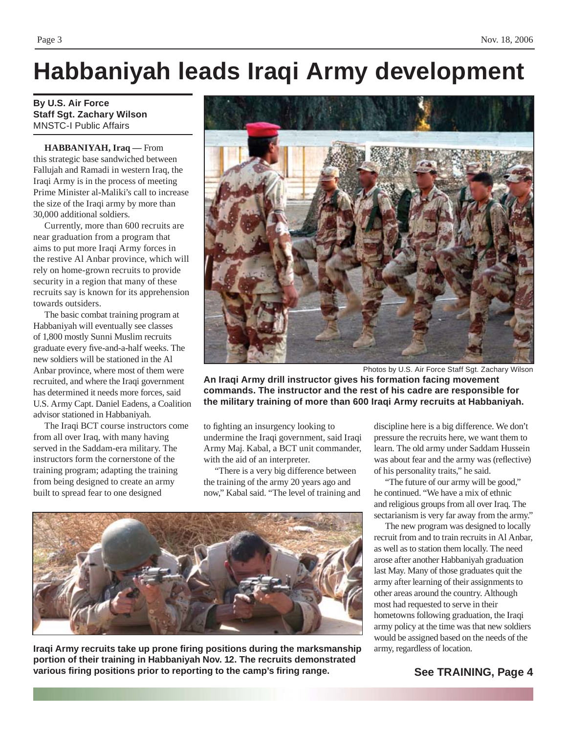# Habbaniyah leads Iraqi Army development

**By U.S. Air Force Staff Sgt. Zachary Wilson**
MNSTC-I Public Affairs

**HABBANIYAH, Iraq —** From this strategic base sandwiched between Fallujah and Ramadi in western Iraq, the Iraqi Army is in the process of meeting Prime Minister al-Maliki's call to increase the size of the Iraqi army by more than 30,000 additional soldiers.

Currently, more than 600 recruits are near graduation from a program that aims to put more Iraqi Army forces in the restive Al Anbar province, which will rely on home-grown recruits to provide security in a region that many of these recruits say is known for its apprehension towards outsiders.

The basic combat training program at Habbaniyah will eventually see classes of 1,800 mostly Sunni Muslim recruits graduate every five-and-a-half weeks. The new soldiers will be stationed in the Al Anbar province, where most of them were recruited, and where the Iraqi government has determined it needs more forces, said U.S. Army Capt. Daniel Eadens, a Coalition advisor stationed in Habbaniyah.

The Iraqi BCT course instructors come from all over Iraq, with many having served in the Saddam-era military. The instructors form the cornerstone of the training program; adapting the training from being designed to create an army built to spread fear to one designed to fighting an insurgency looking to undermine the Iraqi government, said Iraqi Army Maj. Kabal, a BCT unit commander, with the aid of an interpreter.

Photos by U.S. Air Force Staff Sgt. Zachary Wilson

**An Iraqi Army drill instructor gives his formation facing movement commands. The instructor and the rest of his cadre are responsible for the military training of more than 600 Iraqi Army recruits at Habbaniyah.**

"There is a very big difference between the training of the army 20 years ago and now," Kabal said. "The level of training and discipline here is a big difference. We don't pressure the recruits here, we want them to learn. The old army under Saddam Hussein was about fear and the army was (reflective) of his personality traits," he said.

"The future of our army will be good," he continued. "We have a mix of ethnic and religious groups from all over Iraq. The sectarianism is very far away from the army."

The new program was designed to locally recruit from and to train recruits in Al Anbar, as well as to station them locally. The need arose after another Habbaniyah graduation last May. Many of those graduates quit the army after learning of their assignments to other areas around the country. Although most had requested to serve in their hometowns following graduation, the Iraqi army policy at the time was that new soldiers would be assigned based on the needs of the army, regardless of location.

**Iraqi Army recruits take up prone firing positions during the marksmanship portion of their training in Habbaniyah Nov. 12. The recruits demonstrated various firing positions prior to reporting to the camp's firing range.**

**See TRAINING, Page 4**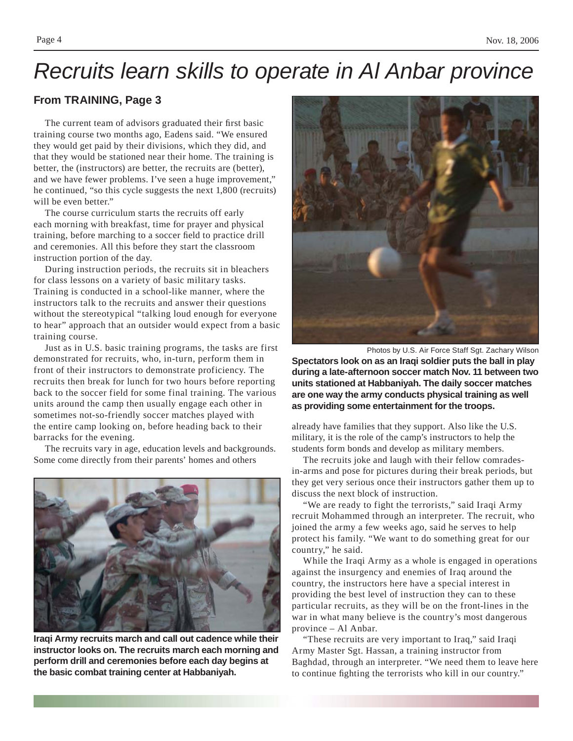# Recruits learn skills to operate in Al Anbar province

### From TRAINING, Page 3

The current team of advisors graduated their first basic training course two months ago, Eadens said. "We ensured they would get paid by their divisions, which they did, and that they would be stationed near their home. The training is better, the (instructors) are better, the recruits are (better), and we have fewer problems. I've seen a huge improvement," he continued, "so this cycle suggests the next 1,800 (recruits) will be even better."

The course curriculum starts the recruits off early each morning with breakfast, time for prayer and physical training, before marching to a soccer field to practice drill and ceremonies. All this before they start the classroom instruction portion of the day.

During instruction periods, the recruits sit in bleachers for class lessons on a variety of basic military tasks. Training is conducted in a school-like manner, where the instructors talk to the recruits and answer their questions without the stereotypical "talking loud enough for everyone to hear" approach that an outsider would expect from a basic training course.

Just as in U.S. basic training programs, the tasks are first demonstrated for recruits, who, in-turn, perform them in front of their instructors to demonstrate proficiency. The recruits then break for lunch for two hours before reporting back to the soccer field for some final training. The various units around the camp then usually engage each other in sometimes not-so-friendly soccer matches played with the entire camp looking on, before heading back to their barracks for the evening.

The recruits vary in age, education levels and backgrounds. Some come directly from their parents' homes and others already have families that they support. Also like the U.S. military, it is the role of the camp's instructors to help the students form bonds and develop as military members.

**Iraqi Army recruits march and call out cadence while their instructor looks on. The recruits march each morning and perform drill and ceremonies before each day begins at the basic combat training center at Habbaniyah.**

Photos by U.S. Air Force Staff Sgt. Zachary Wilson

**Spectators look on as an Iraqi soldier puts the ball in play during a late-afternoon soccer match Nov. 11 between two units stationed at Habbaniyah. The daily soccer matches are one way the army conducts physical training as well as providing some entertainment for the troops.**

The recruits joke and laugh with their fellow comrades-in-arms and pose for pictures during their break periods, but they get very serious once their instructors gather them up to discuss the next block of instruction.

"We are ready to fight the terrorists," said Iraqi Army recruit Mohammed through an interpreter. The recruit, who joined the army a few weeks ago, said he serves to help protect his family. "We want to do something great for our country," he said.

While the Iraqi Army as a whole is engaged in operations against the insurgency and enemies of Iraq around the country, the instructors here have a special interest in providing the best level of instruction they can to these particular recruits, as they will be on the front-lines in the war in what many believe is the country's most dangerous province – Al Anbar.

"These recruits are very important to Iraq," said Iraqi Army Master Sgt. Hassan, a training instructor from Baghdad, through an interpreter. "We need them to leave here to continue fighting the terrorists who kill in our country."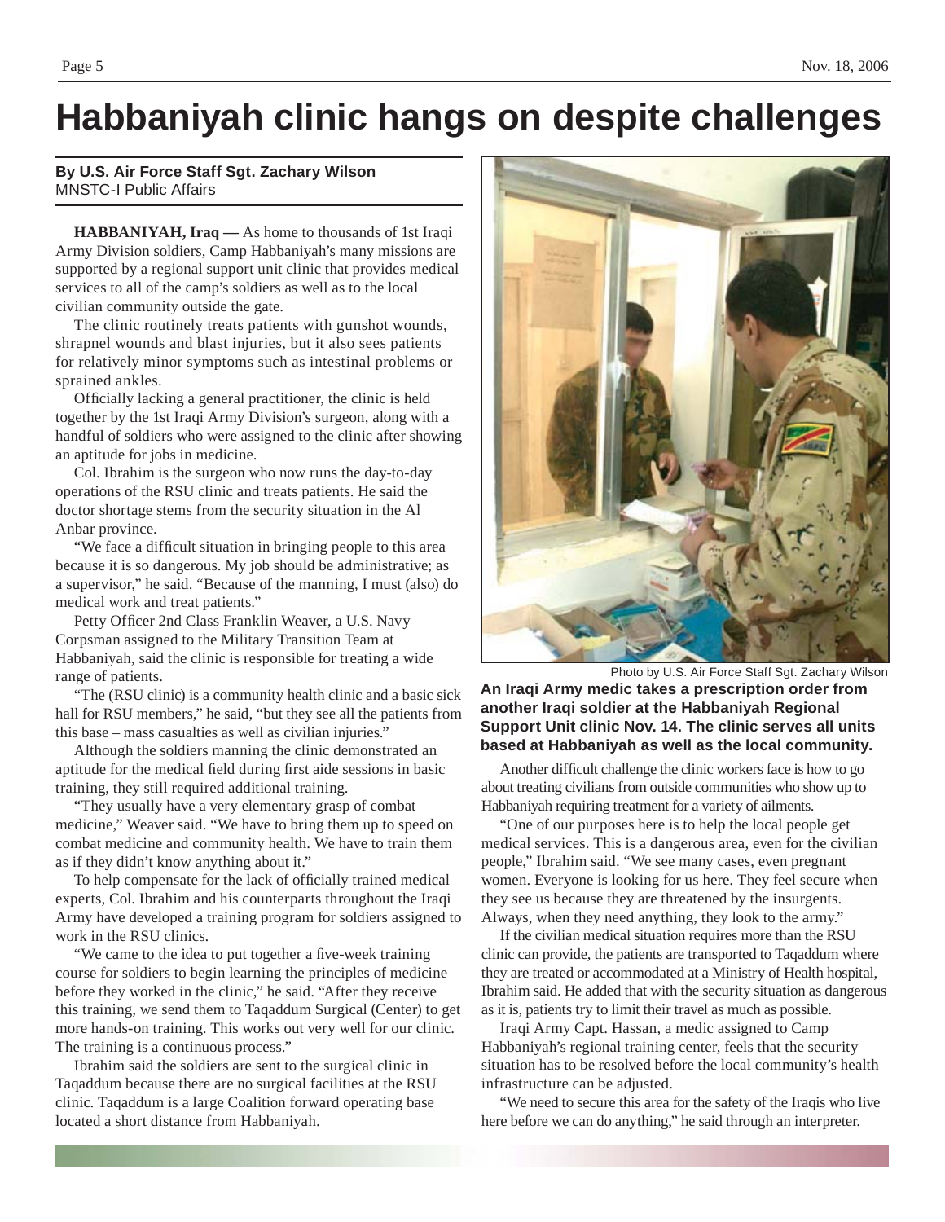# Habbaniyah clinic hangs on despite challenges

**By U.S. Air Force Staff Sgt. Zachary Wilson**
MNSTC-I Public Affairs

**HABBANIYAH, Iraq —** As home to thousands of 1st Iraqi Army Division soldiers, Camp Habbaniyah's many missions are supported by a regional support unit clinic that provides medical services to all of the camp's soldiers as well as to the local civilian community outside the gate.

The clinic routinely treats patients with gunshot wounds, shrapnel wounds and blast injuries, but it also sees patients for relatively minor symptoms such as intestinal problems or sprained ankles.

Officially lacking a general practitioner, the clinic is held together by the 1st Iraqi Army Division's surgeon, along with a handful of soldiers who were assigned to the clinic after showing an aptitude for jobs in medicine.

Col. Ibrahim is the surgeon who now runs the day-to-day operations of the RSU clinic and treats patients. He said the doctor shortage stems from the security situation in the Al Anbar province.

"We face a difficult situation in bringing people to this area because it is so dangerous. My job should be administrative; as a supervisor," he said. "Because of the manning, I must (also) do medical work and treat patients."

Petty Officer 2nd Class Franklin Weaver, a U.S. Navy Corpsman assigned to the Military Transition Team at Habbaniyah, said the clinic is responsible for treating a wide range of patients.

"The (RSU clinic) is a community health clinic and a basic sick hall for RSU members," he said, "but they see all the patients from this base – mass casualties as well as civilian injuries."

Although the soldiers manning the clinic demonstrated an aptitude for the medical field during first aide sessions in basic training, they still required additional training.

"They usually have a very elementary grasp of combat medicine," Weaver said. "We have to bring them up to speed on combat medicine and community health. We have to train them as if they didn't know anything about it."

To help compensate for the lack of officially trained medical experts, Col. Ibrahim and his counterparts throughout the Iraqi Army have developed a training program for soldiers assigned to work in the RSU clinics.

"We came to the idea to put together a five-week training course for soldiers to begin learning the principles of medicine before they worked in the clinic," he said. "After they receive this training, we send them to Taqaddum Surgical (Center) to get more hands-on training. This works out very well for our clinic. The training is a continuous process."

Ibrahim said the soldiers are sent to the surgical clinic in Taqaddum because there are no surgical facilities at the RSU clinic. Taqaddum is a large Coalition forward operating base located a short distance from Habbaniyah.

Photo by U.S. Air Force Staff Sgt. Zachary Wilson

**An Iraqi Army medic takes a prescription order from another Iraqi soldier at the Habbaniyah Regional Support Unit clinic Nov. 14. The clinic serves all units based at Habbaniyah as well as the local community.**

Another difficult challenge the clinic workers face is how to go about treating civilians from outside communities who show up to Habbaniyah requiring treatment for a variety of ailments.

"One of our purposes here is to help the local people get medical services. This is a dangerous area, even for the civilian people," Ibrahim said. "We see many cases, even pregnant women. Everyone is looking for us here. They feel secure when they see us because they are threatened by the insurgents. Always, when they need anything, they look to the army."

If the civilian medical situation requires more than the RSU clinic can provide, the patients are transported to Taqaddum where they are treated or accommodated at a Ministry of Health hospital, Ibrahim said. He added that with the security situation as dangerous as it is, patients try to limit their travel as much as possible.

Iraqi Army Capt. Hassan, a medic assigned to Camp Habbaniyah's regional training center, feels that the security situation has to be resolved before the local community's health infrastructure can be adjusted.

"We need to secure this area for the safety of the Iraqis who live here before we can do anything," he said through an interpreter.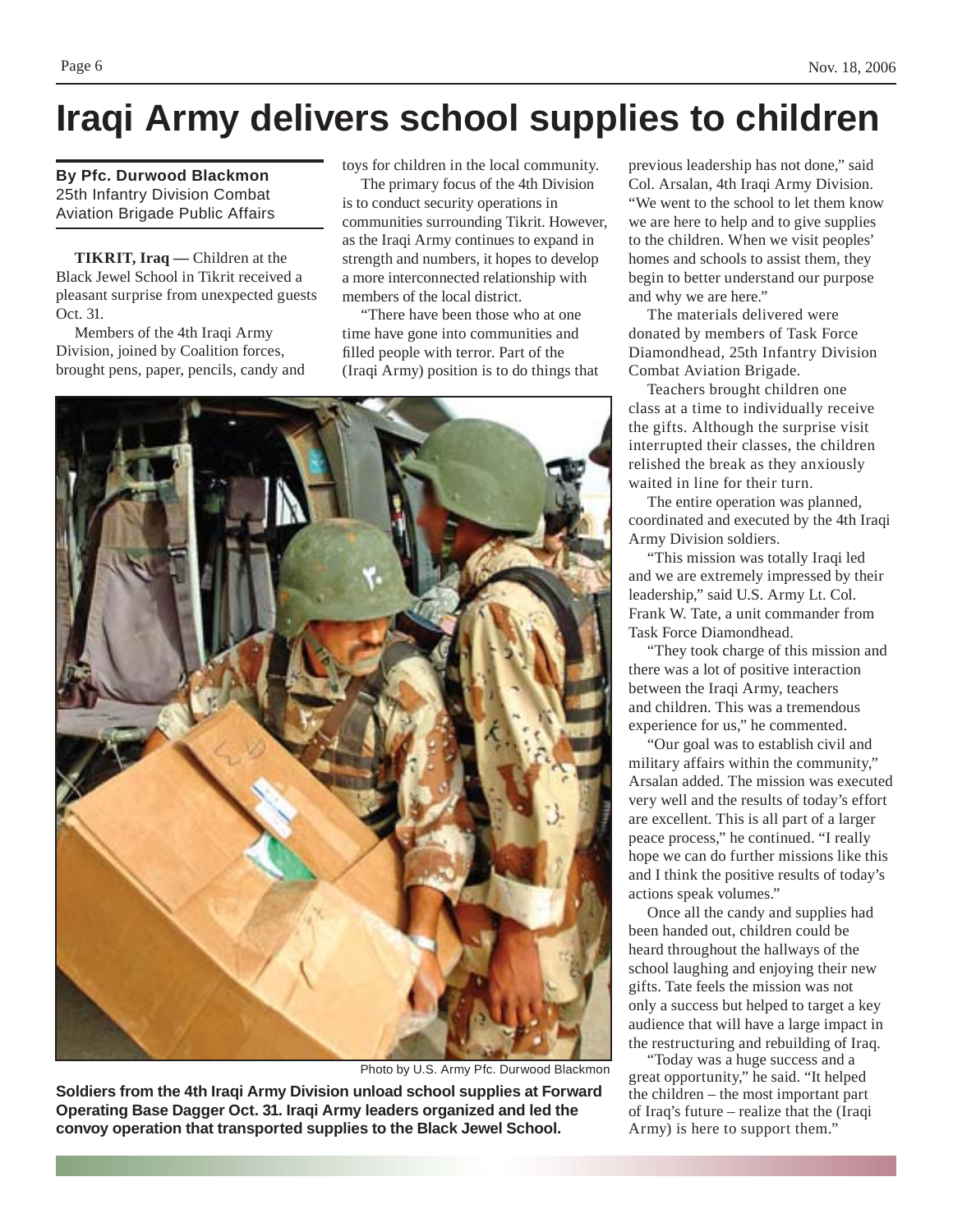# Iraqi Army delivers school supplies to children

**By Pfc. Durwood Blackmon**
25th Infantry Division Combat Aviation Brigade Public Affairs

**TIKRIT, Iraq —** Children at the Black Jewel School in Tikrit received a pleasant surprise from unexpected guests Oct. 31.

Members of the 4th Iraqi Army Division, joined by Coalition forces, brought pens, paper, pencils, candy and toys for children in the local community.

The primary focus of the 4th Division is to conduct security operations in communities surrounding Tikrit. However, as the Iraqi Army continues to expand in strength and numbers, it hopes to develop a more interconnected relationship with members of the local district.

"There have been those who at one time have gone into communities and filled people with terror. Part of the (Iraqi Army) position is to do things that previous leadership has not done," said Col. Arsalan, 4th Iraqi Army Division. "We went to the school to let them know we are here to help and to give supplies to the children. When we visit peoples' homes and schools to assist them, they begin to better understand our purpose and why we are here."

The materials delivered were donated by members of Task Force Diamondhead, 25th Infantry Division Combat Aviation Brigade.

Teachers brought children one class at a time to individually receive the gifts. Although the surprise visit interrupted their classes, the children relished the break as they anxiously waited in line for their turn.

The entire operation was planned, coordinated and executed by the 4th Iraqi Army Division soldiers.

"This mission was totally Iraqi led and we are extremely impressed by their leadership," said U.S. Army Lt. Col. Frank W. Tate, a unit commander from Task Force Diamondhead.

"They took charge of this mission and there was a lot of positive interaction between the Iraqi Army, teachers and children. This was a tremendous experience for us," he commented.

"Our goal was to establish civil and military affairs within the community," Arsalan added. The mission was executed very well and the results of today's effort are excellent. This is all part of a larger peace process," he continued. "I really hope we can do further missions like this and I think the positive results of today's actions speak volumes."

Once all the candy and supplies had been handed out, children could be heard throughout the hallways of the school laughing and enjoying their new gifts. Tate feels the mission was not only a success but helped to target a key audience that will have a large impact in the restructuring and rebuilding of Iraq.

"Today was a huge success and a great opportunity," he said. "It helped the children – the most important part of Iraq's future – realize that the (Iraqi Army) is here to support them."

Photo by U.S. Army Pfc. Durwood Blackmon

**Soldiers from the 4th Iraqi Army Division unload school supplies at Forward Operating Base Dagger Oct. 31. Iraqi Army leaders organized and led the convoy operation that transported supplies to the Black Jewel School.**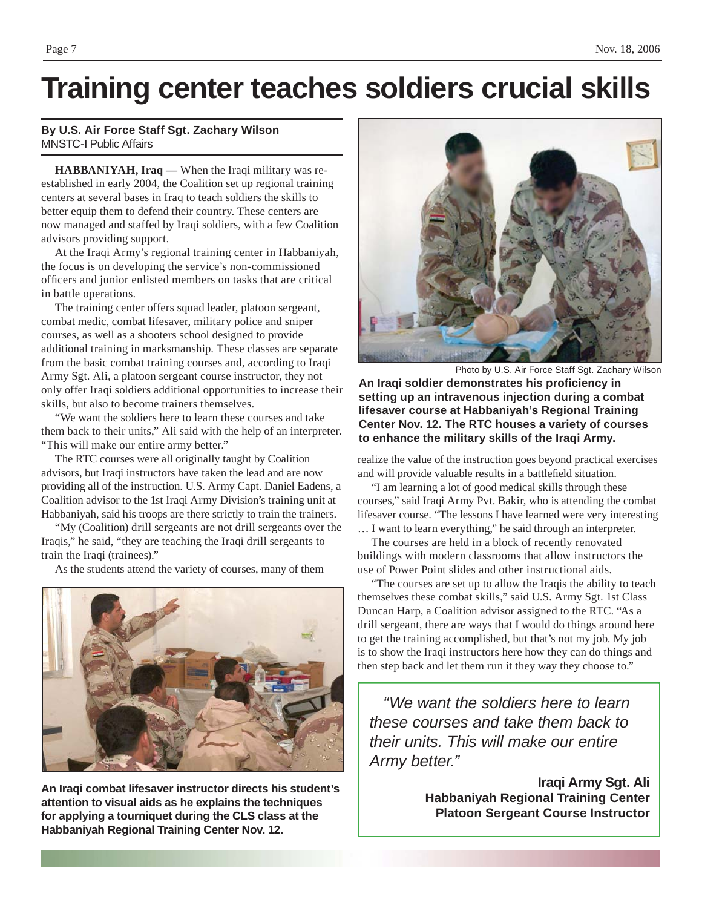# Training center teaches soldiers crucial skills

**By U.S. Air Force Staff Sgt. Zachary Wilson**
MNSTC-I Public Affairs

**HABBANIYAH, Iraq —** When the Iraqi military was re-established in early 2004, the Coalition set up regional training centers at several bases in Iraq to teach soldiers the skills to better equip them to defend their country. These centers are now managed and staffed by Iraqi soldiers, with a few Coalition advisors providing support.

At the Iraqi Army's regional training center in Habbaniyah, the focus is on developing the service's non-commissioned officers and junior enlisted members on tasks that are critical in battle operations.

The training center offers squad leader, platoon sergeant, combat medic, combat lifesaver, military police and sniper courses, as well as a shooters school designed to provide additional training in marksmanship. These classes are separate from the basic combat training courses and, according to Iraqi Army Sgt. Ali, a platoon sergeant course instructor, they not only offer Iraqi soldiers additional opportunities to increase their skills, but also to become trainers themselves.

"We want the soldiers here to learn these courses and take them back to their units," Ali said with the help of an interpreter. "This will make our entire army better."

The RTC courses were all originally taught by Coalition advisors, but Iraqi instructors have taken the lead and are now providing all of the instruction. U.S. Army Capt. Daniel Eadens, a Coalition advisor to the 1st Iraqi Army Division's training unit at Habbaniyah, said his troops are there strictly to train the trainers.

"My (Coalition) drill sergeants are not drill sergeants over the Iraqis," he said, "they are teaching the Iraqi drill sergeants to train the Iraqi (trainees)."

As the students attend the variety of courses, many of them realize the value of the instruction goes beyond practical exercises and will provide valuable results in a battlefield situation.

**An Iraqi combat lifesaver instructor directs his student's attention to visual aids as he explains the techniques for applying a tourniquet during the CLS class at the Habbaniyah Regional Training Center Nov. 12.**

Photo by U.S. Air Force Staff Sgt. Zachary Wilson

**An Iraqi soldier demonstrates his proficiency in setting up an intravenous injection during a combat lifesaver course at Habbaniyah's Regional Training Center Nov. 12. The RTC houses a variety of courses to enhance the military skills of the Iraqi Army.**

"I am learning a lot of good medical skills through these courses," said Iraqi Army Pvt. Bakir, who is attending the combat lifesaver course. "The lessons I have learned were very interesting … I want to learn everything," he said through an interpreter.

The courses are held in a block of recently renovated buildings with modern classrooms that allow instructors the use of Power Point slides and other instructional aids.

"The courses are set up to allow the Iraqis the ability to teach themselves these combat skills," said U.S. Army Sgt. 1st Class Duncan Harp, a Coalition advisor assigned to the RTC. "As a drill sergeant, there are ways that I would do things around here to get the training accomplished, but that's not my job. My job is to show the Iraqi instructors here how they can do things and then step back and let them run it they way they choose to."

> *"We want the soldiers here to learn these courses and take them back to their units. This will make our entire Army better."*
>
> **Iraqi Army Sgt. Ali**
> **Habbaniyah Regional Training Center**
> **Platoon Sergeant Course Instructor**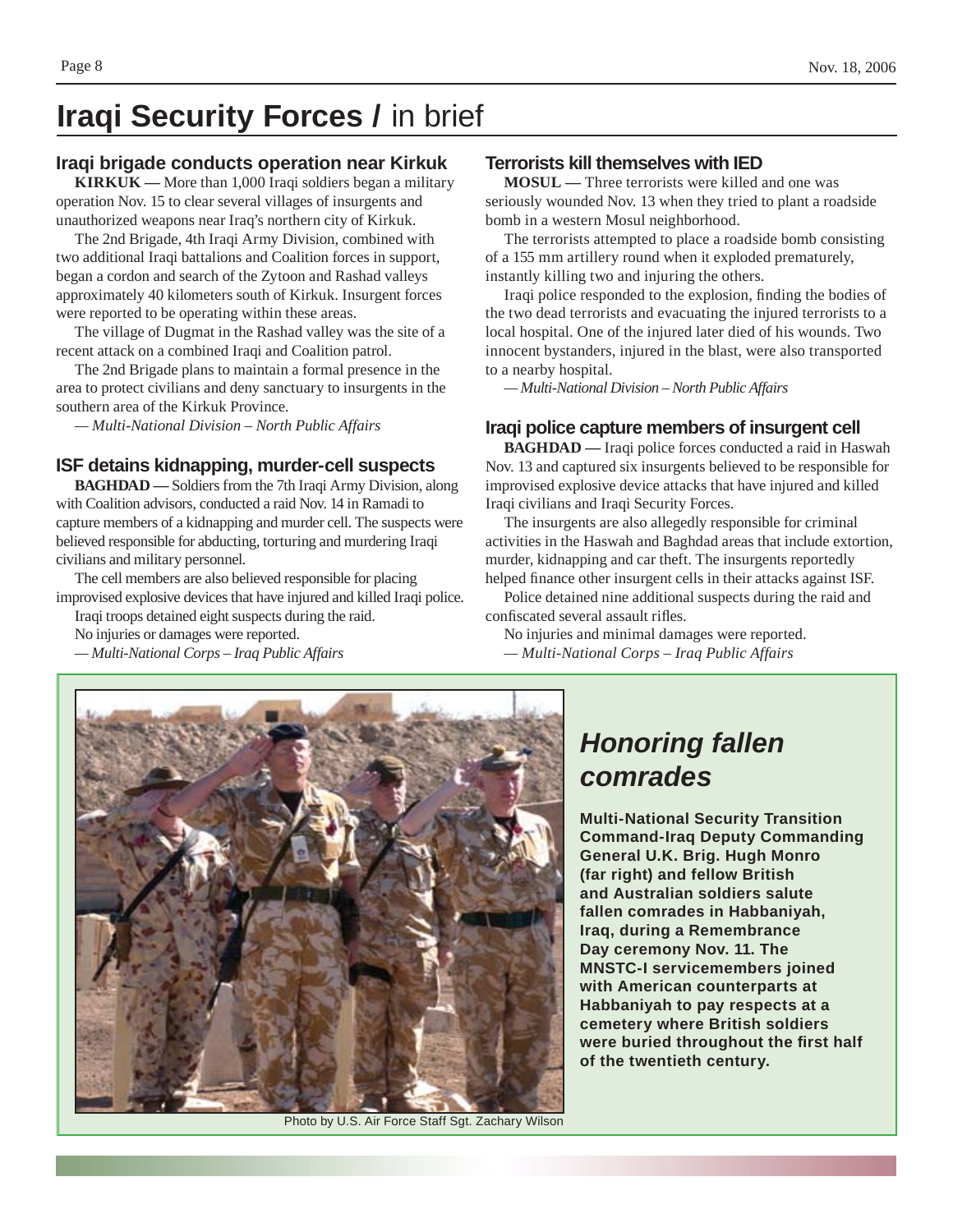# Iraqi Security Forces / in brief

## Iraqi brigade conducts operation near Kirkuk

**KIRKUK —** More than 1,000 Iraqi soldiers began a military operation Nov. 15 to clear several villages of insurgents and unauthorized weapons near Iraq's northern city of Kirkuk.

The 2nd Brigade, 4th Iraqi Army Division, combined with two additional Iraqi battalions and Coalition forces in support, began a cordon and search of the Zytoon and Rashad valleys approximately 40 kilometers south of Kirkuk. Insurgent forces were reported to be operating within these areas.

The village of Dugmat in the Rashad valley was the site of a recent attack on a combined Iraqi and Coalition patrol.

The 2nd Brigade plans to maintain a formal presence in the area to protect civilians and deny sanctuary to insurgents in the southern area of the Kirkuk Province.

*— Multi-National Division – North Public Affairs*

## ISF detains kidnapping, murder-cell suspects

**BAGHDAD —** Soldiers from the 7th Iraqi Army Division, along with Coalition advisors, conducted a raid Nov. 14 in Ramadi to capture members of a kidnapping and murder cell. The suspects were believed responsible for abducting, torturing and murdering Iraqi civilians and military personnel.

The cell members are also believed responsible for placing improvised explosive devices that have injured and killed Iraqi police.

Iraqi troops detained eight suspects during the raid.

No injuries or damages were reported.

*— Multi-National Corps – Iraq Public Affairs*

## Terrorists kill themselves with IED

**MOSUL —** Three terrorists were killed and one was seriously wounded Nov. 13 when they tried to plant a roadside bomb in a western Mosul neighborhood.

The terrorists attempted to place a roadside bomb consisting of a 155 mm artillery round when it exploded prematurely, instantly killing two and injuring the others.

Iraqi police responded to the explosion, finding the bodies of the two dead terrorists and evacuating the injured terrorists to a local hospital. One of the injured later died of his wounds. Two innocent bystanders, injured in the blast, were also transported to a nearby hospital.

*— Multi-National Division – North Public Affairs*

## Iraqi police capture members of insurgent cell

**BAGHDAD —** Iraqi police forces conducted a raid in Haswah Nov. 13 and captured six insurgents believed to be responsible for improvised explosive device attacks that have injured and killed Iraqi civilians and Iraqi Security Forces.

The insurgents are also allegedly responsible for criminal activities in the Haswah and Baghdad areas that include extortion, murder, kidnapping and car theft. The insurgents reportedly helped finance other insurgent cells in their attacks against ISF.

Police detained nine additional suspects during the raid and confiscated several assault rifles.

No injuries and minimal damages were reported.

*— Multi-National Corps – Iraq Public Affairs*

Photo by U.S. Air Force Staff Sgt. Zachary Wilson

## *Honoring fallen comrades*

**Multi-National Security Transition Command-Iraq Deputy Commanding General U.K. Brig. Hugh Monro (far right) and fellow British and Australian soldiers salute fallen comrades in Habbaniyah, Iraq, during a Remembrance Day ceremony Nov. 11. The MNSTC-I servicemembers joined with American counterparts at Habbaniyah to pay respects at a cemetery where British soldiers were buried throughout the first half of the twentieth century.**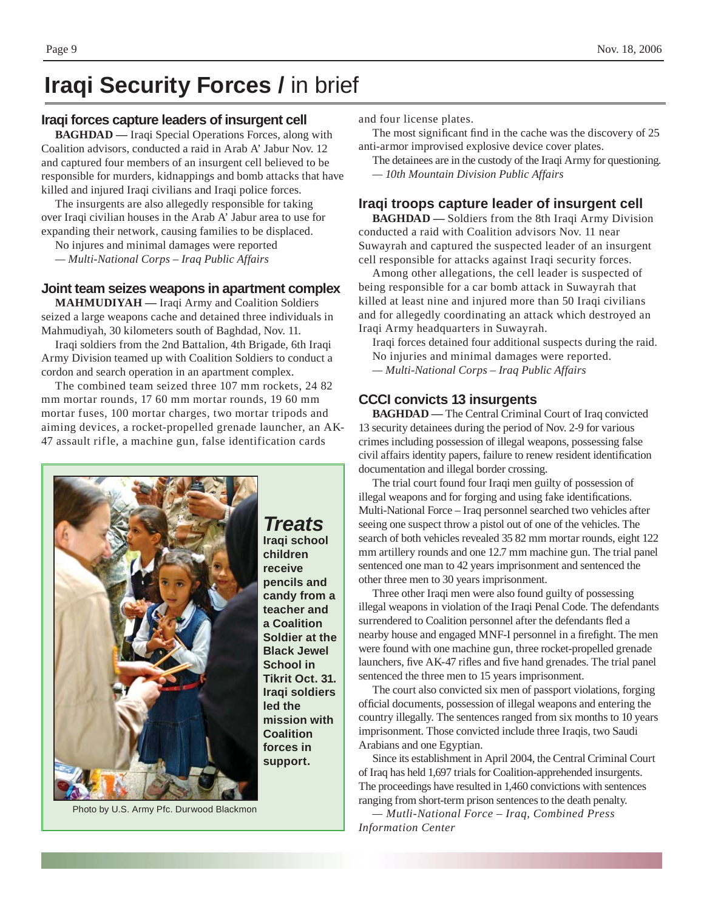# Iraqi Security Forces / in brief

## Iraqi forces capture leaders of insurgent cell

**BAGHDAD —** Iraqi Special Operations Forces, along with Coalition advisors, conducted a raid in Arab A' Jabur Nov. 12 and captured four members of an insurgent cell believed to be responsible for murders, kidnappings and bomb attacks that have killed and injured Iraqi civilians and Iraqi police forces.

The insurgents are also allegedly responsible for taking over Iraqi civilian houses in the Arab A' Jabur area to use for expanding their network, causing families to be displaced.

No injures and minimal damages were reported

*— Multi-National Corps – Iraq Public Affairs*

## Joint team seizes weapons in apartment complex

**MAHMUDIYAH —** Iraqi Army and Coalition Soldiers seized a large weapons cache and detained three individuals in Mahmudiyah, 30 kilometers south of Baghdad, Nov. 11.

Iraqi soldiers from the 2nd Battalion, 4th Brigade, 6th Iraqi Army Division teamed up with Coalition Soldiers to conduct a cordon and search operation in an apartment complex.

The combined team seized three 107 mm rockets, 24 82 mm mortar rounds, 17 60 mm mortar rounds, 19 60 mm mortar fuses, 100 mortar charges, two mortar tripods and aiming devices, a rocket-propelled grenade launcher, an AK-47 assault rifle, a machine gun, false identification cards and four license plates.

The most significant find in the cache was the discovery of 25 anti-armor improvised explosive device cover plates.

The detainees are in the custody of the Iraqi Army for questioning.

*— 10th Mountain Division Public Affairs*

**Treats**

**Iraqi school children receive pencils and candy from a teacher and a Coalition Soldier at the Black Jewel School in Tikrit Oct. 31. Iraqi soldiers led the mission with Coalition forces in support.**

Photo by U.S. Army Pfc. Durwood Blackmon

## Iraqi troops capture leader of insurgent cell

**BAGHDAD —** Soldiers from the 8th Iraqi Army Division conducted a raid with Coalition advisors Nov. 11 near Suwayrah and captured the suspected leader of an insurgent cell responsible for attacks against Iraqi security forces.

Among other allegations, the cell leader is suspected of being responsible for a car bomb attack in Suwayrah that killed at least nine and injured more than 50 Iraqi civilians and for allegedly coordinating an attack which destroyed an Iraqi Army headquarters in Suwayrah.

Iraqi forces detained four additional suspects during the raid.

No injuries and minimal damages were reported.

*— Multi-National Corps – Iraq Public Affairs*

## CCCI convicts 13 insurgents

**BAGHDAD —** The Central Criminal Court of Iraq convicted 13 security detainees during the period of Nov. 2-9 for various crimes including possession of illegal weapons, possessing false civil affairs identity papers, failure to renew resident identification documentation and illegal border crossing.

The trial court found four Iraqi men guilty of possession of illegal weapons and for forging and using fake identifications. Multi-National Force – Iraq personnel searched two vehicles after seeing one suspect throw a pistol out of one of the vehicles. The search of both vehicles revealed 35 82 mm mortar rounds, eight 122 mm artillery rounds and one 12.7 mm machine gun. The trial panel sentenced one man to 42 years imprisonment and sentenced the other three men to 30 years imprisonment.

Three other Iraqi men were also found guilty of possessing illegal weapons in violation of the Iraqi Penal Code. The defendants surrendered to Coalition personnel after the defendants fled a nearby house and engaged MNF-I personnel in a firefight. The men were found with one machine gun, three rocket-propelled grenade launchers, five AK-47 rifles and five hand grenades. The trial panel sentenced the three men to 15 years imprisonment.

The court also convicted six men of passport violations, forging official documents, possession of illegal weapons and entering the country illegally. The sentences ranged from six months to 10 years imprisonment. Those convicted include three Iraqis, two Saudi Arabians and one Egyptian.

Since its establishment in April 2004, the Central Criminal Court of Iraq has held 1,697 trials for Coalition-apprehended insurgents. The proceedings have resulted in 1,460 convictions with sentences ranging from short-term prison sentences to the death penalty.

*— Mutli-National Force – Iraq, Combined Press Information Center*